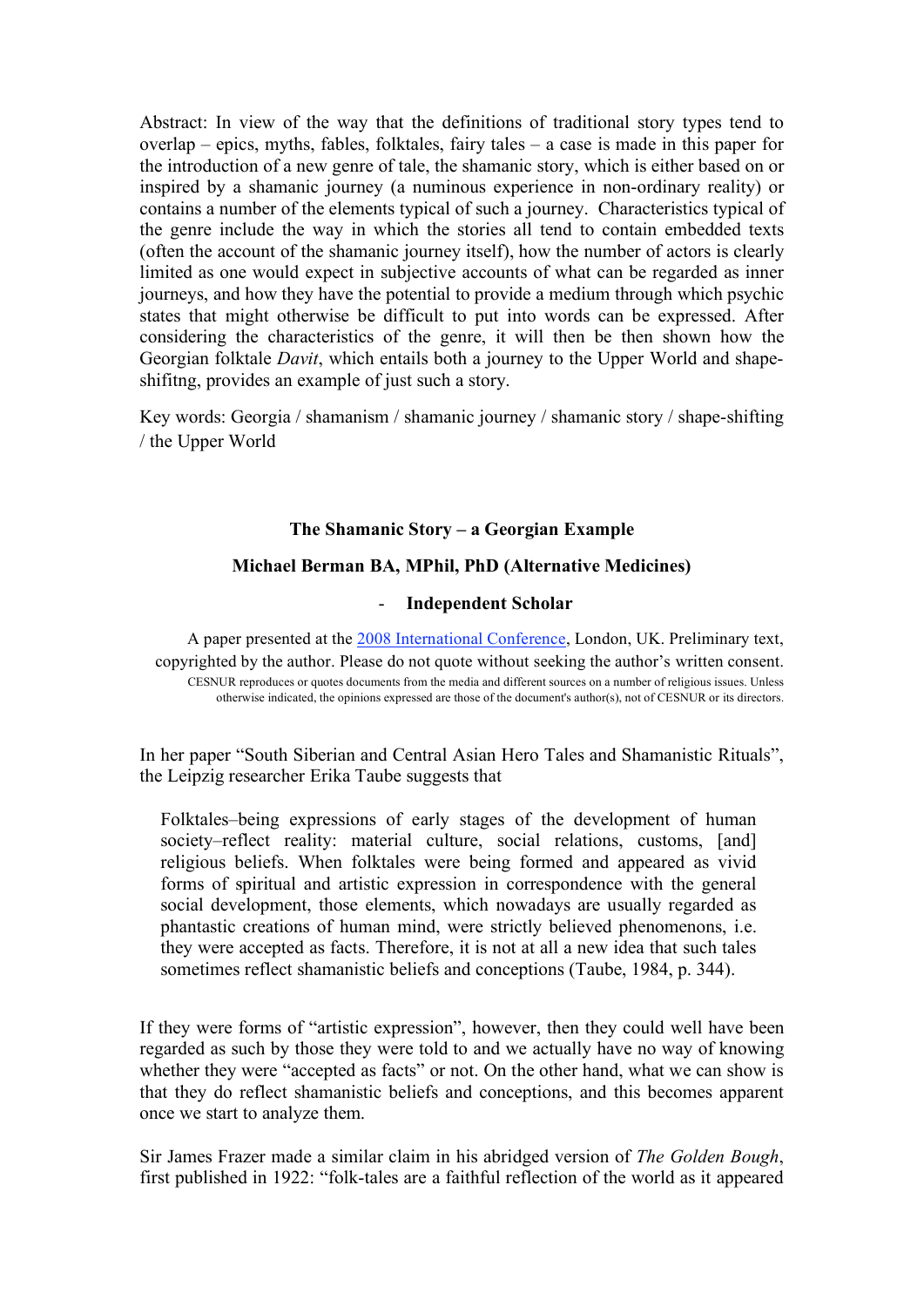Abstract: In view of the way that the definitions of traditional story types tend to overlap – epics, myths, fables, folktales, fairy tales – a case is made in this paper for the introduction of a new genre of tale, the shamanic story, which is either based on or inspired by a shamanic journey (a numinous experience in non-ordinary reality) or contains a number of the elements typical of such a journey. Characteristics typical of the genre include the way in which the stories all tend to contain embedded texts (often the account of the shamanic journey itself), how the number of actors is clearly limited as one would expect in subjective accounts of what can be regarded as inner journeys, and how they have the potential to provide a medium through which psychic states that might otherwise be difficult to put into words can be expressed. After considering the characteristics of the genre, it will then be then shown how the Georgian folktale *Davit*, which entails both a journey to the Upper World and shape-shifitng, provides an example of just such a story.

Key words: Georgia / shamanism / shamanic journey / shamanic story / shape-shifting / the Upper World

# The Shamanic Story – a Georgian Example

## Michael Berman BA, MPhil, PhD (Alternative Medicines)

- **Independent Scholar**

A paper presented at the 2008 International Conference, London, UK. Preliminary text, copyrighted by the author. Please do not quote without seeking the author's written consent.

CESNUR reproduces or quotes documents from the media and different sources on a number of religious issues. Unless otherwise indicated, the opinions expressed are those of the document's author(s), not of CESNUR or its directors.

In her paper "South Siberian and Central Asian Hero Tales and Shamanistic Rituals", the Leipzig researcher Erika Taube suggests that

> Folktales–being expressions of early stages of the development of human society–reflect reality: material culture, social relations, customs, [and] religious beliefs. When folktales were being formed and appeared as vivid forms of spiritual and artistic expression in correspondence with the general social development, those elements, which nowadays are usually regarded as phantastic creations of human mind, were strictly believed phenomenons, i.e. they were accepted as facts. Therefore, it is not at all a new idea that such tales sometimes reflect shamanistic beliefs and conceptions (Taube, 1984, p. 344).

If they were forms of "artistic expression", however, then they could well have been regarded as such by those they were told to and we actually have no way of knowing whether they were "accepted as facts" or not. On the other hand, what we can show is that they do reflect shamanistic beliefs and conceptions, and this becomes apparent once we start to analyze them.

Sir James Frazer made a similar claim in his abridged version of *The Golden Bough*, first published in 1922: "folk-tales are a faithful reflection of the world as it appeared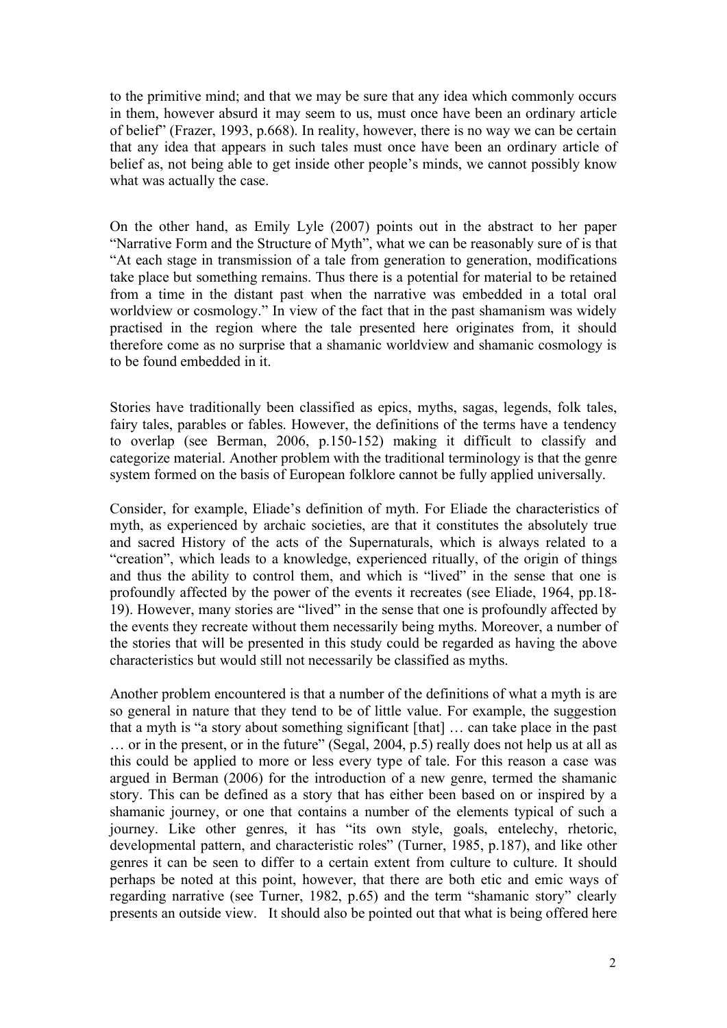to the primitive mind; and that we may be sure that any idea which commonly occurs in them, however absurd it may seem to us, must once have been an ordinary article of belief" (Frazer, 1993, p.668). In reality, however, there is no way we can be certain that any idea that appears in such tales must once have been an ordinary article of belief as, not being able to get inside other people's minds, we cannot possibly know what was actually the case.

On the other hand, as Emily Lyle (2007) points out in the abstract to her paper "Narrative Form and the Structure of Myth", what we can be reasonably sure of is that "At each stage in transmission of a tale from generation to generation, modifications take place but something remains. Thus there is a potential for material to be retained from a time in the distant past when the narrative was embedded in a total oral worldview or cosmology." In view of the fact that in the past shamanism was widely practised in the region where the tale presented here originates from, it should therefore come as no surprise that a shamanic worldview and shamanic cosmology is to be found embedded in it.

Stories have traditionally been classified as epics, myths, sagas, legends, folk tales, fairy tales, parables or fables. However, the definitions of the terms have a tendency to overlap (see Berman, 2006, p.150-152) making it difficult to classify and categorize material. Another problem with the traditional terminology is that the genre system formed on the basis of European folklore cannot be fully applied universally.

Consider, for example, Eliade's definition of myth. For Eliade the characteristics of myth, as experienced by archaic societies, are that it constitutes the absolutely true and sacred History of the acts of the Supernaturals, which is always related to a "creation", which leads to a knowledge, experienced ritually, of the origin of things and thus the ability to control them, and which is "lived" in the sense that one is profoundly affected by the power of the events it recreates (see Eliade, 1964, pp.18-19). However, many stories are "lived" in the sense that one is profoundly affected by the events they recreate without them necessarily being myths. Moreover, a number of the stories that will be presented in this study could be regarded as having the above characteristics but would still not necessarily be classified as myths.

Another problem encountered is that a number of the definitions of what a myth is are so general in nature that they tend to be of little value. For example, the suggestion that a myth is "a story about something significant [that] … can take place in the past … or in the present, or in the future" (Segal, 2004, p.5) really does not help us at all as this could be applied to more or less every type of tale. For this reason a case was argued in Berman (2006) for the introduction of a new genre, termed the shamanic story. This can be defined as a story that has either been based on or inspired by a shamanic journey, or one that contains a number of the elements typical of such a journey. Like other genres, it has "its own style, goals, entelechy, rhetoric, developmental pattern, and characteristic roles" (Turner, 1985, p.187), and like other genres it can be seen to differ to a certain extent from culture to culture. It should perhaps be noted at this point, however, that there are both etic and emic ways of regarding narrative (see Turner, 1982, p.65) and the term "shamanic story" clearly presents an outside view. It should also be pointed out that what is being offered here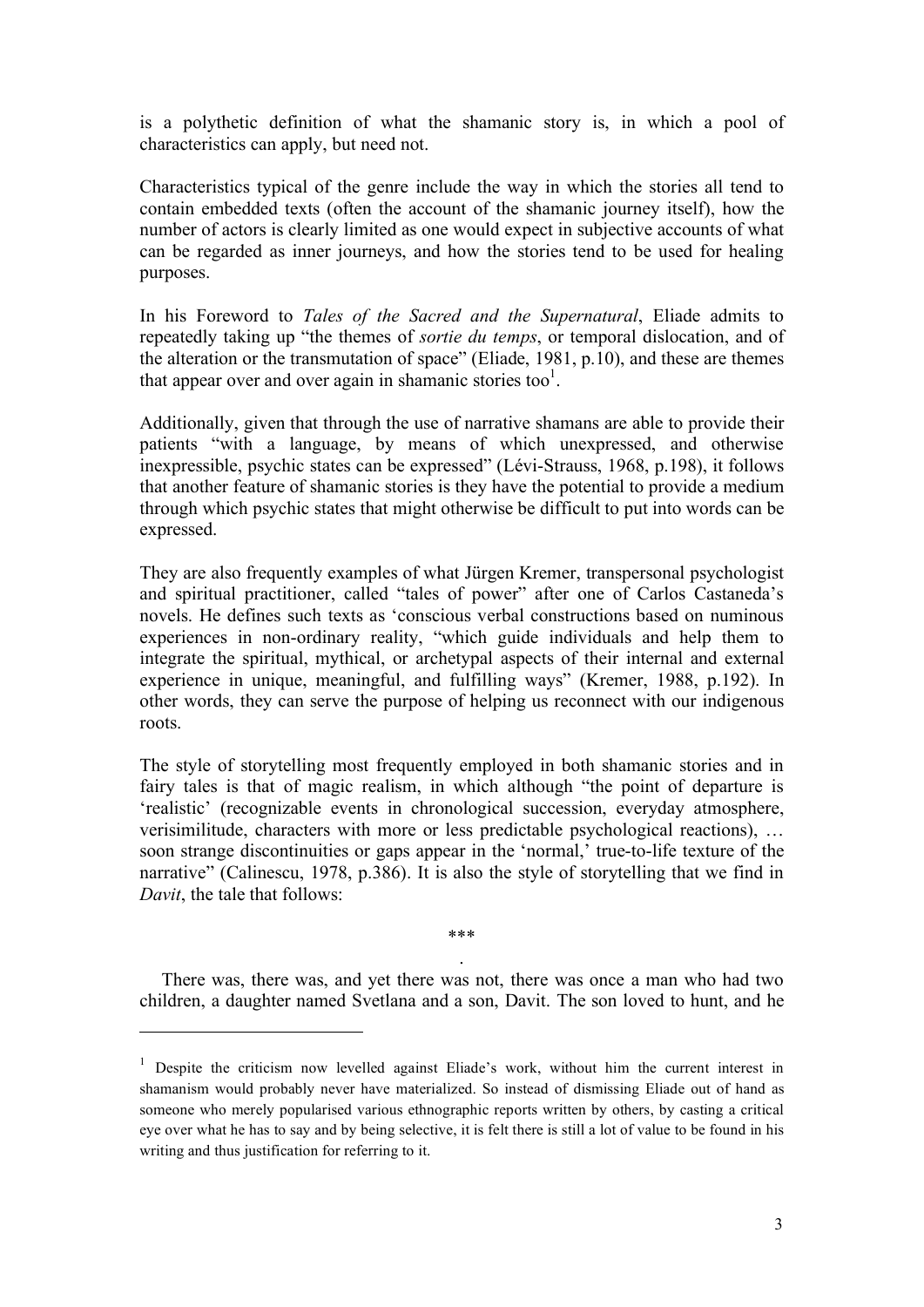is a polythetic definition of what the shamanic story is, in which a pool of characteristics can apply, but need not.

Characteristics typical of the genre include the way in which the stories all tend to contain embedded texts (often the account of the shamanic journey itself), how the number of actors is clearly limited as one would expect in subjective accounts of what can be regarded as inner journeys, and how the stories tend to be used for healing purposes.

In his Foreword to *Tales of the Sacred and the Supernatural*, Eliade admits to repeatedly taking up "the themes of *sortie du temps*, or temporal dislocation, and of the alteration or the transmutation of space" (Eliade, 1981, p.10), and these are themes that appear over and over again in shamanic stories too[1].

Additionally, given that through the use of narrative shamans are able to provide their patients "with a language, by means of which unexpressed, and otherwise inexpressible, psychic states can be expressed" (Lévi-Strauss, 1968, p.198), it follows that another feature of shamanic stories is they have the potential to provide a medium through which psychic states that might otherwise be difficult to put into words can be expressed.

They are also frequently examples of what Jürgen Kremer, transpersonal psychologist and spiritual practitioner, called "tales of power" after one of Carlos Castaneda's novels. He defines such texts as 'conscious verbal constructions based on numinous experiences in non-ordinary reality, "which guide individuals and help them to integrate the spiritual, mythical, or archetypal aspects of their internal and external experience in unique, meaningful, and fulfilling ways" (Kremer, 1988, p.192). In other words, they can serve the purpose of helping us reconnect with our indigenous roots.

The style of storytelling most frequently employed in both shamanic stories and in fairy tales is that of magic realism, in which although "the point of departure is 'realistic' (recognizable events in chronological succession, everyday atmosphere, verisimilitude, characters with more or less predictable psychological reactions), … soon strange discontinuities or gaps appear in the 'normal,' true-to-life texture of the narrative" (Calinescu, 1978, p.386). It is also the style of storytelling that we find in *Davit*, the tale that follows:

\*\*\*

There was, there was, and yet there was not, there was once a man who had two children, a daughter named Svetlana and a son, Davit. The son loved to hunt, and he

[1] Despite the criticism now levelled against Eliade's work, without him the current interest in shamanism would probably never have materialized. So instead of dismissing Eliade out of hand as someone who merely popularised various ethnographic reports written by others, by casting a critical eye over what he has to say and by being selective, it is felt there is still a lot of value to be found in his writing and thus justification for referring to it.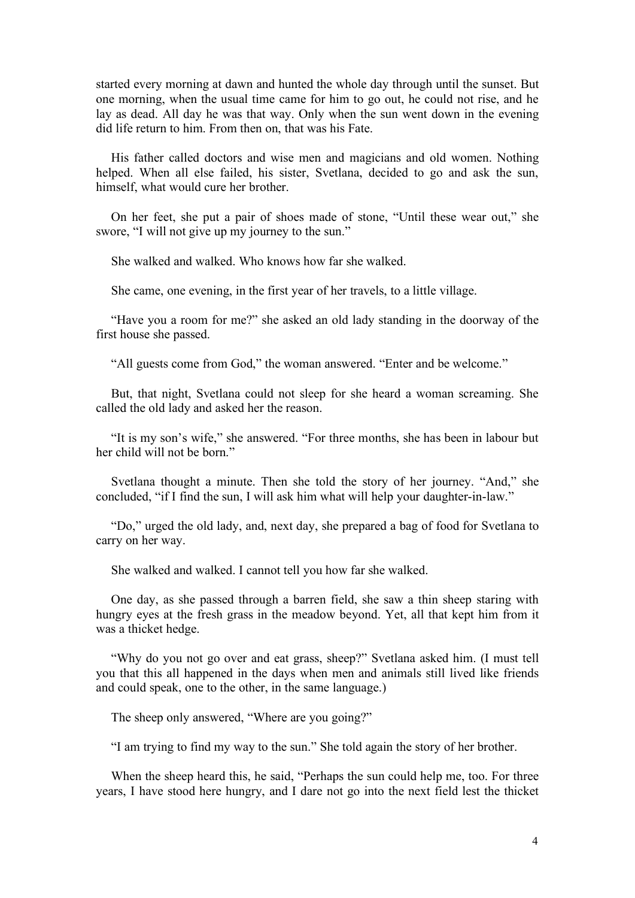started every morning at dawn and hunted the whole day through until the sunset. But one morning, when the usual time came for him to go out, he could not rise, and he lay as dead. All day he was that way. Only when the sun went down in the evening did life return to him. From then on, that was his Fate.

His father called doctors and wise men and magicians and old women. Nothing helped. When all else failed, his sister, Svetlana, decided to go and ask the sun, himself, what would cure her brother.

On her feet, she put a pair of shoes made of stone, "Until these wear out," she swore, "I will not give up my journey to the sun."

She walked and walked. Who knows how far she walked.

She came, one evening, in the first year of her travels, to a little village.

"Have you a room for me?" she asked an old lady standing in the doorway of the first house she passed.

"All guests come from God," the woman answered. "Enter and be welcome."

But, that night, Svetlana could not sleep for she heard a woman screaming. She called the old lady and asked her the reason.

"It is my son's wife," she answered. "For three months, she has been in labour but her child will not be born."

Svetlana thought a minute. Then she told the story of her journey. "And," she concluded, "if I find the sun, I will ask him what will help your daughter-in-law."

"Do," urged the old lady, and, next day, she prepared a bag of food for Svetlana to carry on her way.

She walked and walked. I cannot tell you how far she walked.

One day, as she passed through a barren field, she saw a thin sheep staring with hungry eyes at the fresh grass in the meadow beyond. Yet, all that kept him from it was a thicket hedge.

"Why do you not go over and eat grass, sheep?" Svetlana asked him. (I must tell you that this all happened in the days when men and animals still lived like friends and could speak, one to the other, in the same language.)

The sheep only answered, "Where are you going?"

"I am trying to find my way to the sun." She told again the story of her brother.

When the sheep heard this, he said, "Perhaps the sun could help me, too. For three years, I have stood here hungry, and I dare not go into the next field lest the thicket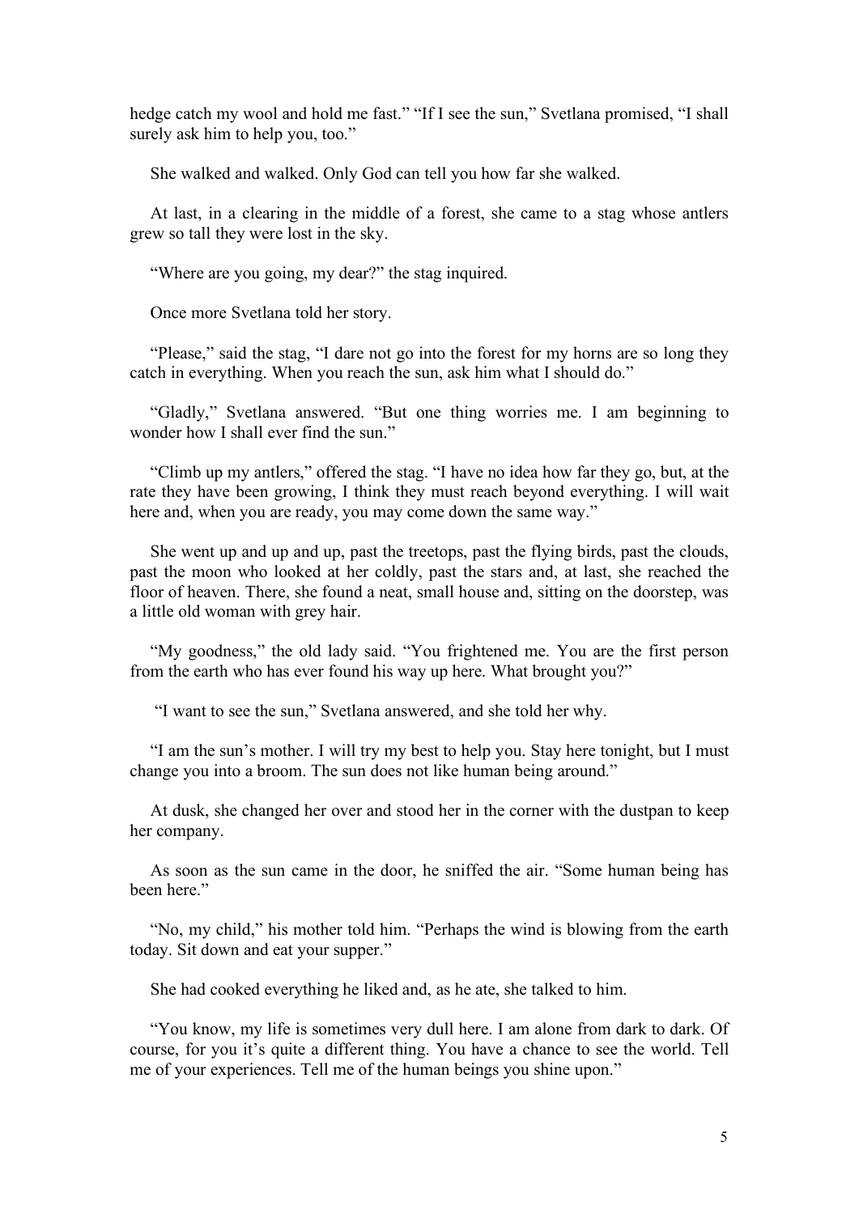hedge catch my wool and hold me fast." "If I see the sun," Svetlana promised, "I shall surely ask him to help you, too."

She walked and walked. Only God can tell you how far she walked.

At last, in a clearing in the middle of a forest, she came to a stag whose antlers grew so tall they were lost in the sky.

"Where are you going, my dear?" the stag inquired.

Once more Svetlana told her story.

"Please," said the stag, "I dare not go into the forest for my horns are so long they catch in everything. When you reach the sun, ask him what I should do."

"Gladly," Svetlana answered. "But one thing worries me. I am beginning to wonder how I shall ever find the sun."

"Climb up my antlers," offered the stag. "I have no idea how far they go, but, at the rate they have been growing, I think they must reach beyond everything. I will wait here and, when you are ready, you may come down the same way."

She went up and up and up, past the treetops, past the flying birds, past the clouds, past the moon who looked at her coldly, past the stars and, at last, she reached the floor of heaven. There, she found a neat, small house and, sitting on the doorstep, was a little old woman with grey hair.

"My goodness," the old lady said. "You frightened me. You are the first person from the earth who has ever found his way up here. What brought you?"

"I want to see the sun," Svetlana answered, and she told her why.

"I am the sun's mother. I will try my best to help you. Stay here tonight, but I must change you into a broom. The sun does not like human being around."

At dusk, she changed her over and stood her in the corner with the dustpan to keep her company.

As soon as the sun came in the door, he sniffed the air. "Some human being has been here."

"No, my child," his mother told him. "Perhaps the wind is blowing from the earth today. Sit down and eat your supper."

She had cooked everything he liked and, as he ate, she talked to him.

"You know, my life is sometimes very dull here. I am alone from dark to dark. Of course, for you it's quite a different thing. You have a chance to see the world. Tell me of your experiences. Tell me of the human beings you shine upon."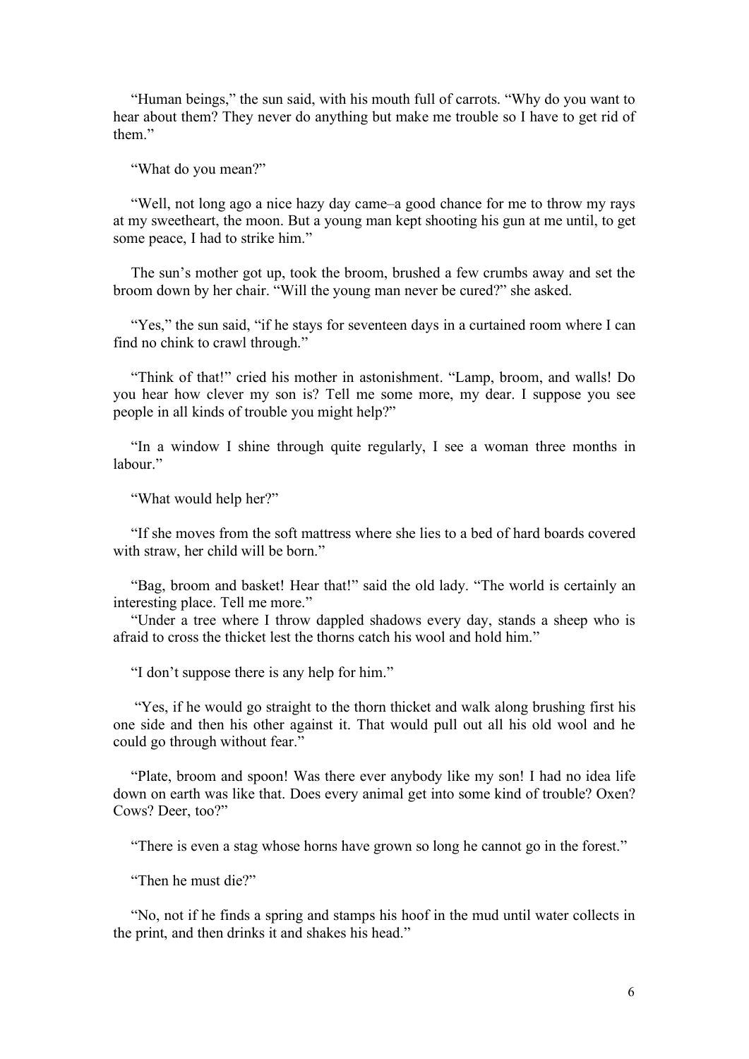"Human beings," the sun said, with his mouth full of carrots. "Why do you want to hear about them? They never do anything but make me trouble so I have to get rid of them."

"What do you mean?"

"Well, not long ago a nice hazy day came–a good chance for me to throw my rays at my sweetheart, the moon. But a young man kept shooting his gun at me until, to get some peace, I had to strike him."

The sun's mother got up, took the broom, brushed a few crumbs away and set the broom down by her chair. "Will the young man never be cured?" she asked.

"Yes," the sun said, "if he stays for seventeen days in a curtained room where I can find no chink to crawl through."

"Think of that!" cried his mother in astonishment. "Lamp, broom, and walls! Do you hear how clever my son is? Tell me some more, my dear. I suppose you see people in all kinds of trouble you might help?"

"In a window I shine through quite regularly, I see a woman three months in labour."

"What would help her?"

"If she moves from the soft mattress where she lies to a bed of hard boards covered with straw, her child will be born."

"Bag, broom and basket! Hear that!" said the old lady. "The world is certainly an interesting place. Tell me more."

"Under a tree where I throw dappled shadows every day, stands a sheep who is afraid to cross the thicket lest the thorns catch his wool and hold him."

"I don't suppose there is any help for him."

"Yes, if he would go straight to the thorn thicket and walk along brushing first his one side and then his other against it. That would pull out all his old wool and he could go through without fear."

"Plate, broom and spoon! Was there ever anybody like my son! I had no idea life down on earth was like that. Does every animal get into some kind of trouble? Oxen? Cows? Deer, too?"

"There is even a stag whose horns have grown so long he cannot go in the forest."

"Then he must die?"

"No, not if he finds a spring and stamps his hoof in the mud until water collects in the print, and then drinks it and shakes his head."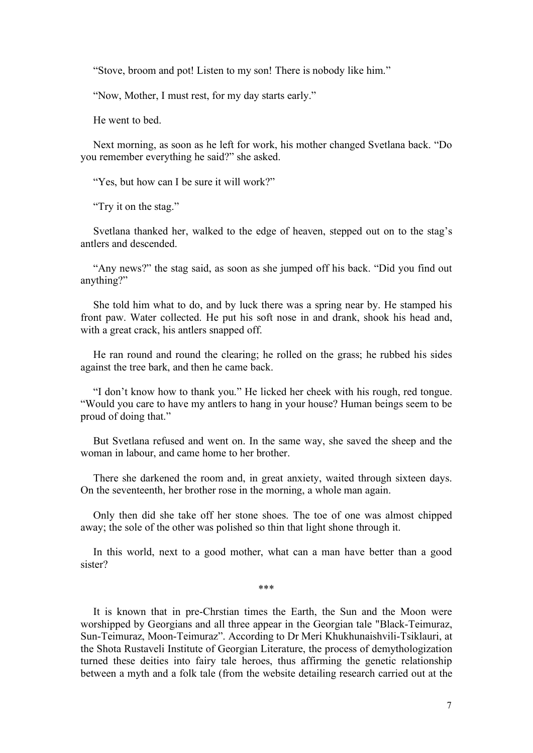"Stove, broom and pot! Listen to my son! There is nobody like him."

"Now, Mother, I must rest, for my day starts early."

He went to bed.

Next morning, as soon as he left for work, his mother changed Svetlana back. "Do you remember everything he said?" she asked.

"Yes, but how can I be sure it will work?"

"Try it on the stag."

Svetlana thanked her, walked to the edge of heaven, stepped out on to the stag's antlers and descended.

"Any news?" the stag said, as soon as she jumped off his back. "Did you find out anything?"

She told him what to do, and by luck there was a spring near by. He stamped his front paw. Water collected. He put his soft nose in and drank, shook his head and, with a great crack, his antlers snapped off.

He ran round and round the clearing; he rolled on the grass; he rubbed his sides against the tree bark, and then he came back.

"I don't know how to thank you." He licked her cheek with his rough, red tongue. "Would you care to have my antlers to hang in your house? Human beings seem to be proud of doing that."

But Svetlana refused and went on. In the same way, she saved the sheep and the woman in labour, and came home to her brother.

There she darkened the room and, in great anxiety, waited through sixteen days. On the seventeenth, her brother rose in the morning, a whole man again.

Only then did she take off her stone shoes. The toe of one was almost chipped away; the sole of the other was polished so thin that light shone through it.

In this world, next to a good mother, what can a man have better than a good sister?

***

It is known that in pre-Chrstian times the Earth, the Sun and the Moon were worshipped by Georgians and all three appear in the Georgian tale "Black-Teimuraz, Sun-Teimuraz, Moon-Teimuraz". According to Dr Meri Khukhunaishvili-Tsiklauri, at the Shota Rustaveli Institute of Georgian Literature, the process of demythologization turned these deities into fairy tale heroes, thus affirming the genetic relationship between a myth and a folk tale (from the website detailing research carried out at the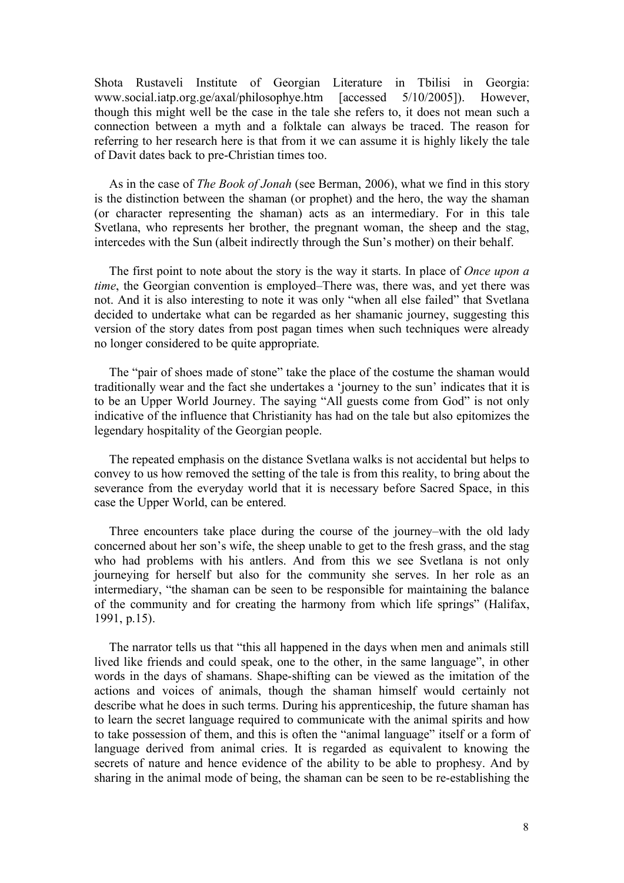Shota Rustaveli Institute of Georgian Literature in Tbilisi in Georgia: www.social.iatp.org.ge/axal/philosophye.htm [accessed 5/10/2005]). However, though this might well be the case in the tale she refers to, it does not mean such a connection between a myth and a folktale can always be traced. The reason for referring to her research here is that from it we can assume it is highly likely the tale of Davit dates back to pre-Christian times too.

As in the case of *The Book of Jonah* (see Berman, 2006), what we find in this story is the distinction between the shaman (or prophet) and the hero, the way the shaman (or character representing the shaman) acts as an intermediary. For in this tale Svetlana, who represents her brother, the pregnant woman, the sheep and the stag, intercedes with the Sun (albeit indirectly through the Sun's mother) on their behalf.

The first point to note about the story is the way it starts. In place of *Once upon a time*, the Georgian convention is employed–There was, there was, and yet there was not. And it is also interesting to note it was only "when all else failed" that Svetlana decided to undertake what can be regarded as her shamanic journey, suggesting this version of the story dates from post pagan times when such techniques were already no longer considered to be quite appropriate.

The "pair of shoes made of stone" take the place of the costume the shaman would traditionally wear and the fact she undertakes a 'journey to the sun' indicates that it is to be an Upper World Journey. The saying "All guests come from God" is not only indicative of the influence that Christianity has had on the tale but also epitomizes the legendary hospitality of the Georgian people.

The repeated emphasis on the distance Svetlana walks is not accidental but helps to convey to us how removed the setting of the tale is from this reality, to bring about the severance from the everyday world that it is necessary before Sacred Space, in this case the Upper World, can be entered.

Three encounters take place during the course of the journey–with the old lady concerned about her son's wife, the sheep unable to get to the fresh grass, and the stag who had problems with his antlers. And from this we see Svetlana is not only journeying for herself but also for the community she serves. In her role as an intermediary, "the shaman can be seen to be responsible for maintaining the balance of the community and for creating the harmony from which life springs" (Halifax, 1991, p.15).

The narrator tells us that "this all happened in the days when men and animals still lived like friends and could speak, one to the other, in the same language", in other words in the days of shamans. Shape-shifting can be viewed as the imitation of the actions and voices of animals, though the shaman himself would certainly not describe what he does in such terms. During his apprenticeship, the future shaman has to learn the secret language required to communicate with the animal spirits and how to take possession of them, and this is often the "animal language" itself or a form of language derived from animal cries. It is regarded as equivalent to knowing the secrets of nature and hence evidence of the ability to be able to prophesy. And by sharing in the animal mode of being, the shaman can be seen to be re-establishing the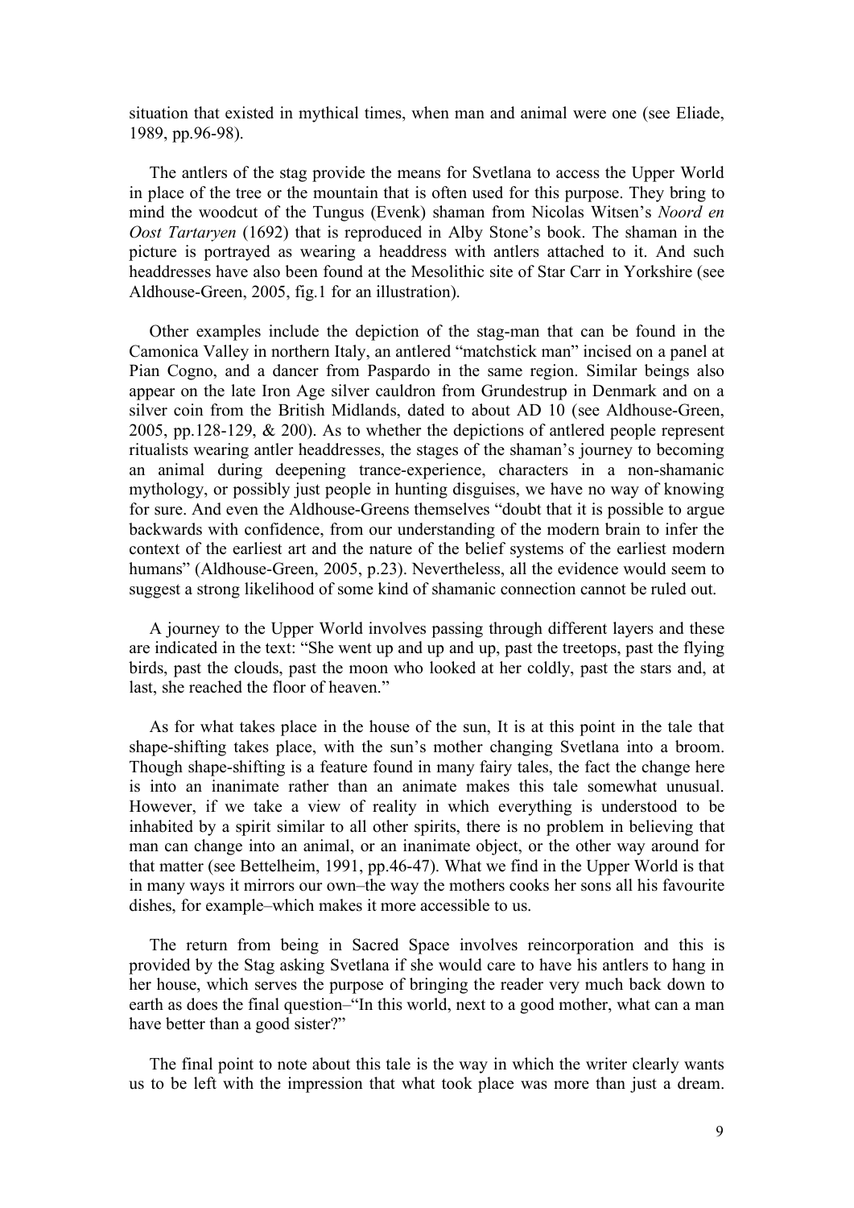situation that existed in mythical times, when man and animal were one (see Eliade, 1989, pp.96-98).

The antlers of the stag provide the means for Svetlana to access the Upper World in place of the tree or the mountain that is often used for this purpose. They bring to mind the woodcut of the Tungus (Evenk) shaman from Nicolas Witsen's *Noord en Oost Tartaryen* (1692) that is reproduced in Alby Stone's book. The shaman in the picture is portrayed as wearing a headdress with antlers attached to it. And such headdresses have also been found at the Mesolithic site of Star Carr in Yorkshire (see Aldhouse-Green, 2005, fig.1 for an illustration).

Other examples include the depiction of the stag-man that can be found in the Camonica Valley in northern Italy, an antlered "matchstick man" incised on a panel at Pian Cogno, and a dancer from Paspardo in the same region. Similar beings also appear on the late Iron Age silver cauldron from Grundestrup in Denmark and on a silver coin from the British Midlands, dated to about AD 10 (see Aldhouse-Green, 2005, pp.128-129, & 200). As to whether the depictions of antlered people represent ritualists wearing antler headdresses, the stages of the shaman's journey to becoming an animal during deepening trance-experience, characters in a non-shamanic mythology, or possibly just people in hunting disguises, we have no way of knowing for sure. And even the Aldhouse-Greens themselves "doubt that it is possible to argue backwards with confidence, from our understanding of the modern brain to infer the context of the earliest art and the nature of the belief systems of the earliest modern humans" (Aldhouse-Green, 2005, p.23). Nevertheless, all the evidence would seem to suggest a strong likelihood of some kind of shamanic connection cannot be ruled out.

A journey to the Upper World involves passing through different layers and these are indicated in the text: "She went up and up and up, past the treetops, past the flying birds, past the clouds, past the moon who looked at her coldly, past the stars and, at last, she reached the floor of heaven."

As for what takes place in the house of the sun, It is at this point in the tale that shape-shifting takes place, with the sun's mother changing Svetlana into a broom. Though shape-shifting is a feature found in many fairy tales, the fact the change here is into an inanimate rather than an animate makes this tale somewhat unusual. However, if we take a view of reality in which everything is understood to be inhabited by a spirit similar to all other spirits, there is no problem in believing that man can change into an animal, or an inanimate object, or the other way around for that matter (see Bettelheim, 1991, pp.46-47). What we find in the Upper World is that in many ways it mirrors our own–the way the mothers cooks her sons all his favourite dishes, for example–which makes it more accessible to us.

The return from being in Sacred Space involves reincorporation and this is provided by the Stag asking Svetlana if she would care to have his antlers to hang in her house, which serves the purpose of bringing the reader very much back down to earth as does the final question–"In this world, next to a good mother, what can a man have better than a good sister?"

The final point to note about this tale is the way in which the writer clearly wants us to be left with the impression that what took place was more than just a dream.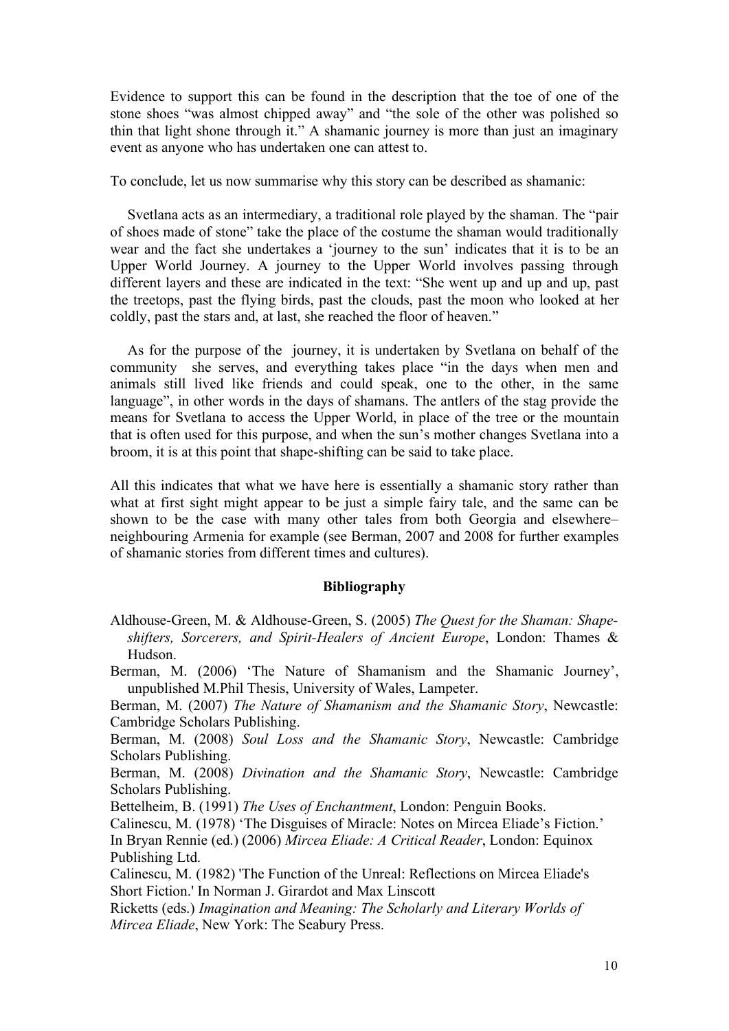Evidence to support this can be found in the description that the toe of one of the stone shoes "was almost chipped away" and "the sole of the other was polished so thin that light shone through it." A shamanic journey is more than just an imaginary event as anyone who has undertaken one can attest to.

To conclude, let us now summarise why this story can be described as shamanic:

Svetlana acts as an intermediary, a traditional role played by the shaman. The "pair of shoes made of stone" take the place of the costume the shaman would traditionally wear and the fact she undertakes a 'journey to the sun' indicates that it is to be an Upper World Journey. A journey to the Upper World involves passing through different layers and these are indicated in the text: "She went up and up and up, past the treetops, past the flying birds, past the clouds, past the moon who looked at her coldly, past the stars and, at last, she reached the floor of heaven."

As for the purpose of the journey, it is undertaken by Svetlana on behalf of the community she serves, and everything takes place "in the days when men and animals still lived like friends and could speak, one to the other, in the same language", in other words in the days of shamans. The antlers of the stag provide the means for Svetlana to access the Upper World, in place of the tree or the mountain that is often used for this purpose, and when the sun's mother changes Svetlana into a broom, it is at this point that shape-shifting can be said to take place.

All this indicates that what we have here is essentially a shamanic story rather than what at first sight might appear to be just a simple fairy tale, and the same can be shown to be the case with many other tales from both Georgia and elsewhere– neighbouring Armenia for example (see Berman, 2007 and 2008 for further examples of shamanic stories from different times and cultures).

## Bibliography

Aldhouse-Green, M. & Aldhouse-Green, S. (2005) *The Quest for the Shaman: Shape-shifters, Sorcerers, and Spirit-Healers of Ancient Europe*, London: Thames & Hudson.

Berman, M. (2006) 'The Nature of Shamanism and the Shamanic Journey', unpublished M.Phil Thesis, University of Wales, Lampeter.

Berman, M. (2007) *The Nature of Shamanism and the Shamanic Story*, Newcastle: Cambridge Scholars Publishing.

Berman, M. (2008) *Soul Loss and the Shamanic Story*, Newcastle: Cambridge Scholars Publishing.

Berman, M. (2008) *Divination and the Shamanic Story*, Newcastle: Cambridge Scholars Publishing.

Bettelheim, B. (1991) *The Uses of Enchantment*, London: Penguin Books.

Calinescu, M. (1978) 'The Disguises of Miracle: Notes on Mircea Eliade's Fiction.' In Bryan Rennie (ed.) (2006) *Mircea Eliade: A Critical Reader*, London: Equinox Publishing Ltd.

Calinescu, M. (1982) 'The Function of the Unreal: Reflections on Mircea Eliade's Short Fiction.' In Norman J. Girardot and Max Linscott Ricketts (eds.) *Imagination and Meaning: The Scholarly and Literary Worlds of Mircea Eliade*, New York: The Seabury Press.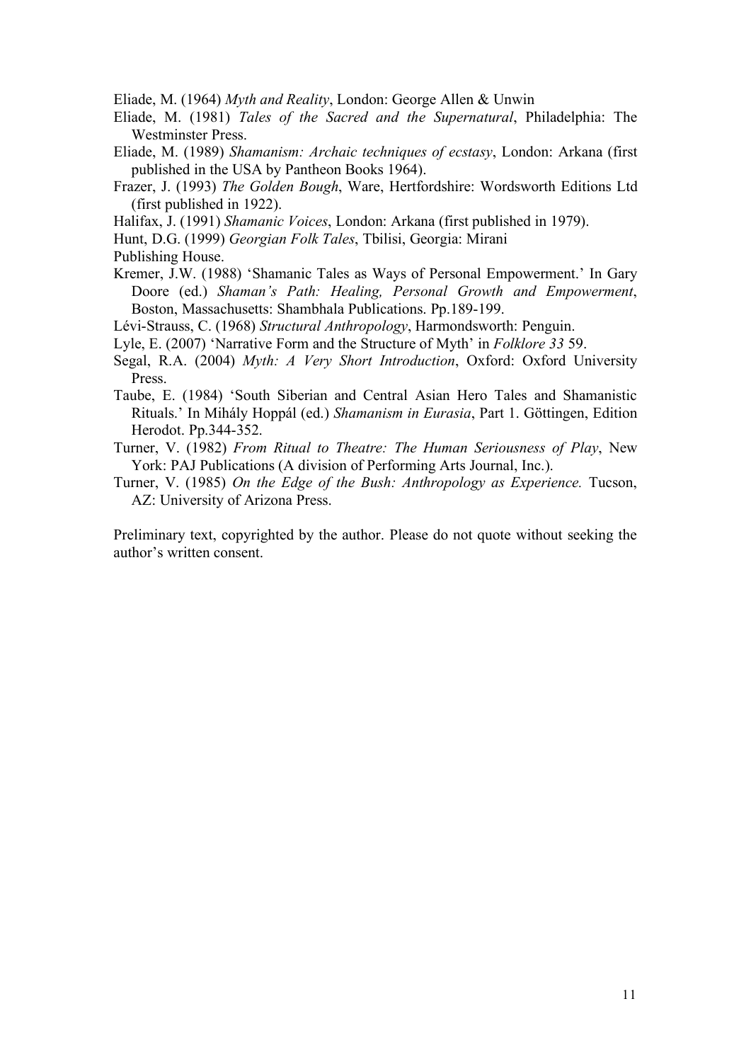Eliade, M. (1964) *Myth and Reality*, London: George Allen & Unwin

Eliade, M. (1981) *Tales of the Sacred and the Supernatural*, Philadelphia: The Westminster Press.

Eliade, M. (1989) *Shamanism: Archaic techniques of ecstasy*, London: Arkana (first published in the USA by Pantheon Books 1964).

Frazer, J. (1993) *The Golden Bough*, Ware, Hertfordshire: Wordsworth Editions Ltd (first published in 1922).

Halifax, J. (1991) *Shamanic Voices*, London: Arkana (first published in 1979).

Hunt, D.G. (1999) *Georgian Folk Tales*, Tbilisi, Georgia: Mirani Publishing House.

Kremer, J.W. (1988) 'Shamanic Tales as Ways of Personal Empowerment.' In Gary Doore (ed.) *Shaman's Path: Healing, Personal Growth and Empowerment*, Boston, Massachusetts: Shambhala Publications. Pp.189-199.

Lévi-Strauss, C. (1968) *Structural Anthropology*, Harmondsworth: Penguin.

Lyle, E. (2007) 'Narrative Form and the Structure of Myth' in *Folklore 33* 59.

Segal, R.A. (2004) *Myth: A Very Short Introduction*, Oxford: Oxford University Press.

Taube, E. (1984) 'South Siberian and Central Asian Hero Tales and Shamanistic Rituals.' In Mihály Hoppál (ed.) *Shamanism in Eurasia*, Part 1. Göttingen, Edition Herodot. Pp.344-352.

Turner, V. (1982) *From Ritual to Theatre: The Human Seriousness of Play*, New York: PAJ Publications (A division of Performing Arts Journal, Inc.).

Turner, V. (1985) *On the Edge of the Bush: Anthropology as Experience.* Tucson, AZ: University of Arizona Press.

Preliminary text, copyrighted by the author. Please do not quote without seeking the author's written consent.